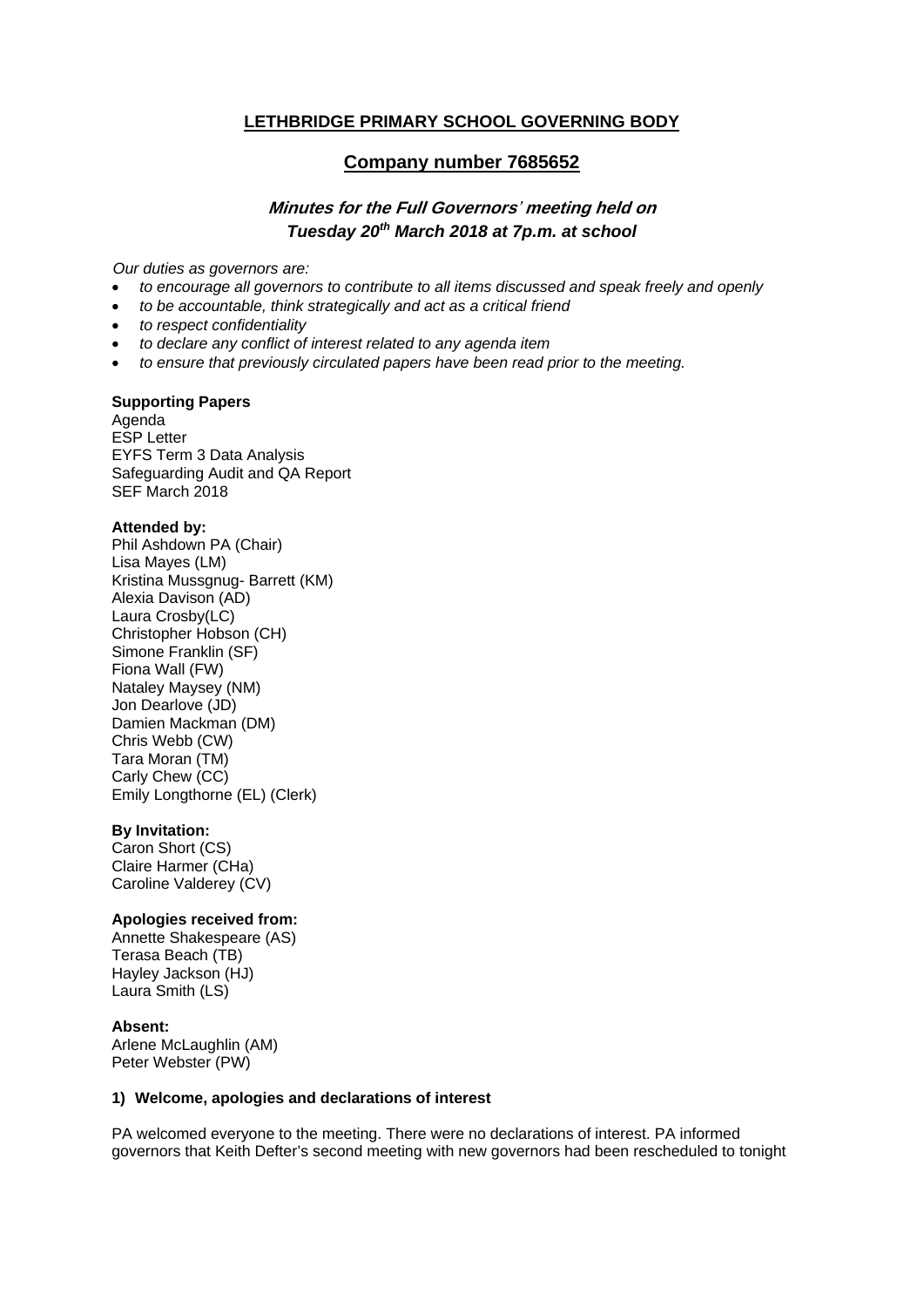# LETHBRIDGE PRIMARY SCHOOL GOVERNING BODY

## Company number 7685652

### *Minutes for the Full Governors' meeting held on Tuesday 20th March 2018 at 7p.m. at school*

*Our duties as governors are:*

- *to encourage all governors to contribute to all items discussed and speak freely and openly*
- *to be accountable, think strategically and act as a critical friend*
- *to respect confidentiality*
- *to declare any conflict of interest related to any agenda item*
- *to ensure that previously circulated papers have been read prior to the meeting.*

**Supporting Papers**
Agenda
ESP Letter
EYFS Term 3 Data Analysis
Safeguarding Audit and QA Report
SEF March 2018

**Attended by:**
Phil Ashdown PA (Chair)
Lisa Mayes (LM)
Kristina Mussgnug- Barrett (KM)
Alexia Davison (AD)
Laura Crosby(LC)
Christopher Hobson (CH)
Simone Franklin (SF)
Fiona Wall (FW)
Nataley Maysey (NM)
Jon Dearlove (JD)
Damien Mackman (DM)
Chris Webb (CW)
Tara Moran (TM)
Carly Chew (CC)
Emily Longthorne (EL) (Clerk)

**By Invitation:**
Caron Short (CS)
Claire Harmer (CHa)
Caroline Valderey (CV)

**Apologies received from:**
Annette Shakespeare (AS)
Terasa Beach (TB)
Hayley Jackson (HJ)
Laura Smith (LS)

**Absent:**
Arlene McLaughlin (AM)
Peter Webster (PW)

**1) Welcome, apologies and declarations of interest**

PA welcomed everyone to the meeting. There were no declarations of interest. PA informed governors that Keith Defter's second meeting with new governors had been rescheduled to tonight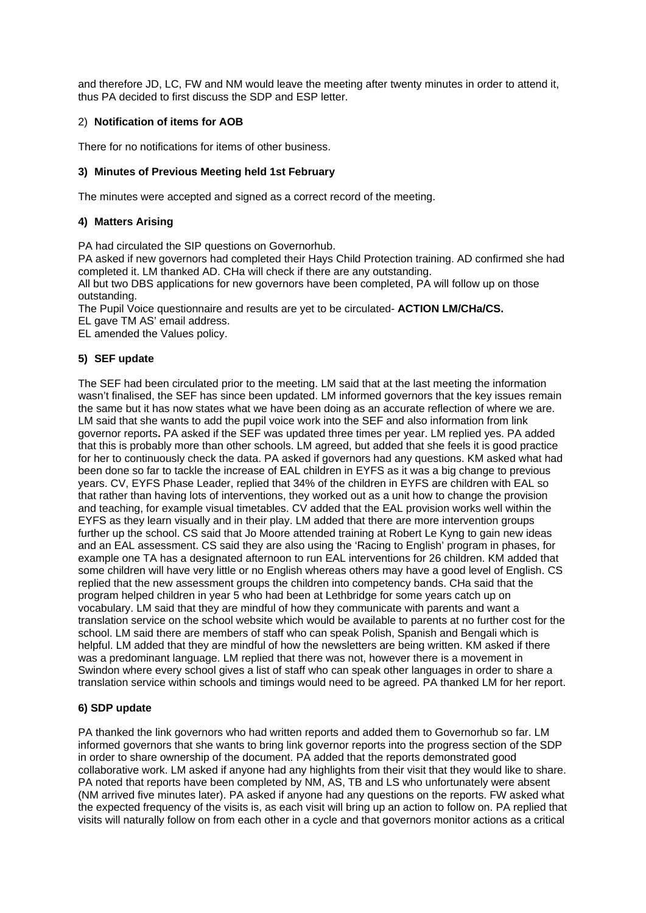and therefore JD, LC, FW and NM would leave the meeting after twenty minutes in order to attend it, thus PA decided to first discuss the SDP and ESP letter.

### 2) **Notification of items for AOB**

There for no notifications for items of other business.

### 3) Minutes of Previous Meeting held 1st February

The minutes were accepted and signed as a correct record of the meeting.

### 4) Matters Arising

PA had circulated the SIP questions on Governorhub.
PA asked if new governors had completed their Hays Child Protection training. AD confirmed she had completed it. LM thanked AD. CHa will check if there are any outstanding.
All but two DBS applications for new governors have been completed, PA will follow up on those outstanding.
The Pupil Voice questionnaire and results are yet to be circulated- **ACTION LM/CHa/CS.**
EL gave TM AS' email address.
EL amended the Values policy.

### 5) SEF update

The SEF had been circulated prior to the meeting. LM said that at the last meeting the information wasn't finalised, the SEF has since been updated. LM informed governors that the key issues remain the same but it has now states what we have been doing as an accurate reflection of where we are. LM said that she wants to add the pupil voice work into the SEF and also information from link governor reports**.** PA asked if the SEF was updated three times per year. LM replied yes. PA added that this is probably more than other schools. LM agreed, but added that she feels it is good practice for her to continuously check the data. PA asked if governors had any questions. KM asked what had been done so far to tackle the increase of EAL children in EYFS as it was a big change to previous years. CV, EYFS Phase Leader, replied that 34% of the children in EYFS are children with EAL so that rather than having lots of interventions, they worked out as a unit how to change the provision and teaching, for example visual timetables. CV added that the EAL provision works well within the EYFS as they learn visually and in their play. LM added that there are more intervention groups further up the school. CS said that Jo Moore attended training at Robert Le Kyng to gain new ideas and an EAL assessment. CS said they are also using the 'Racing to English' program in phases, for example one TA has a designated afternoon to run EAL interventions for 26 children. KM added that some children will have very little or no English whereas others may have a good level of English. CS replied that the new assessment groups the children into competency bands. CHa said that the program helped children in year 5 who had been at Lethbridge for some years catch up on vocabulary. LM said that they are mindful of how they communicate with parents and want a translation service on the school website which would be available to parents at no further cost for the school. LM said there are members of staff who can speak Polish, Spanish and Bengali which is helpful. LM added that they are mindful of how the newsletters are being written. KM asked if there was a predominant language. LM replied that there was not, however there is a movement in Swindon where every school gives a list of staff who can speak other languages in order to share a translation service within schools and timings would need to be agreed. PA thanked LM for her report.

### 6) SDP update

PA thanked the link governors who had written reports and added them to Governorhub so far. LM informed governors that she wants to bring link governor reports into the progress section of the SDP in order to share ownership of the document. PA added that the reports demonstrated good collaborative work. LM asked if anyone had any highlights from their visit that they would like to share. PA noted that reports have been completed by NM, AS, TB and LS who unfortunately were absent (NM arrived five minutes later). PA asked if anyone had any questions on the reports. FW asked what the expected frequency of the visits is, as each visit will bring up an action to follow on. PA replied that visits will naturally follow on from each other in a cycle and that governors monitor actions as a critical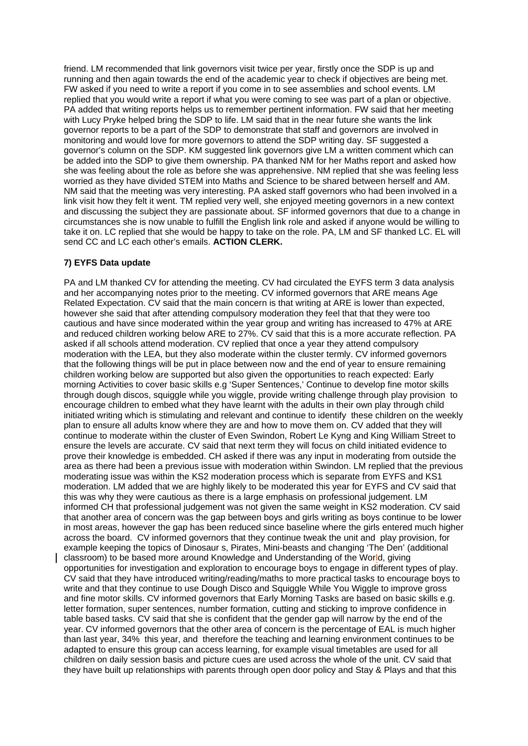friend. LM recommended that link governors visit twice per year, firstly once the SDP is up and running and then again towards the end of the academic year to check if objectives are being met. FW asked if you need to write a report if you come in to see assemblies and school events. LM replied that you would write a report if what you were coming to see was part of a plan or objective. PA added that writing reports helps us to remember pertinent information. FW said that her meeting with Lucy Pryke helped bring the SDP to life. LM said that in the near future she wants the link governor reports to be a part of the SDP to demonstrate that staff and governors are involved in monitoring and would love for more governors to attend the SDP writing day. SF suggested a governor's column on the SDP. KM suggested link governors give LM a written comment which can be added into the SDP to give them ownership. PA thanked NM for her Maths report and asked how she was feeling about the role as before she was apprehensive. NM replied that she was feeling less worried as they have divided STEM into Maths and Science to be shared between herself and AM. NM said that the meeting was very interesting. PA asked staff governors who had been involved in a link visit how they felt it went. TM replied very well, she enjoyed meeting governors in a new context and discussing the subject they are passionate about. SF informed governors that due to a change in circumstances she is now unable to fulfill the English link role and asked if anyone would be willing to take it on. LC replied that she would be happy to take on the role. PA, LM and SF thanked LC. EL will send CC and LC each other's emails. **ACTION CLERK.**

**7) EYFS Data update**

PA and LM thanked CV for attending the meeting. CV had circulated the EYFS term 3 data analysis and her accompanying notes prior to the meeting. CV informed governors that ARE means Age Related Expectation. CV said that the main concern is that writing at ARE is lower than expected, however she said that after attending compulsory moderation they feel that that they were too cautious and have since moderated within the year group and writing has increased to 47% at ARE and reduced children working below ARE to 27%. CV said that this is a more accurate reflection. PA asked if all schools attend moderation. CV replied that once a year they attend compulsory moderation with the LEA, but they also moderate within the cluster termly. CV informed governors that the following things will be put in place between now and the end of year to ensure remaining children working below are supported but also given the opportunities to reach expected: Early morning Activities to cover basic skills e.g 'Super Sentences,' Continue to develop fine motor skills through dough discos, squiggle while you wiggle, provide writing challenge through play provision to encourage children to embed what they have learnt with the adults in their own play through child initiated writing which is stimulating and relevant and continue to identify these children on the weekly plan to ensure all adults know where they are and how to move them on. CV added that they will continue to moderate within the cluster of Even Swindon, Robert Le Kyng and King William Street to ensure the levels are accurate. CV said that next term they will focus on child initiated evidence to prove their knowledge is embedded. CH asked if there was any input in moderating from outside the area as there had been a previous issue with moderation within Swindon. LM replied that the previous moderating issue was within the KS2 moderation process which is separate from EYFS and KS1 moderation. LM added that we are highly likely to be moderated this year for EYFS and CV said that this was why they were cautious as there is a large emphasis on professional judgement. LM informed CH that professional judgement was not given the same weight in KS2 moderation. CV said that another area of concern was the gap between boys and girls writing as boys continue to be lower in most areas, however the gap has been reduced since baseline where the girls entered much higher across the board. CV informed governors that they continue tweak the unit and play provision, for example keeping the topics of Dinosaur s, Pirates, Mini-beasts and changing 'The Den' (additional classroom) to be based more around Knowledge and Understanding of the World, giving opportunities for investigation and exploration to encourage boys to engage in different types of play. CV said that they have introduced writing/reading/maths to more practical tasks to encourage boys to write and that they continue to use Dough Disco and Squiggle While You Wiggle to improve gross and fine motor skills. CV informed governors that Early Morning Tasks are based on basic skills e.g. letter formation, super sentences, number formation, cutting and sticking to improve confidence in table based tasks. CV said that she is confident that the gender gap will narrow by the end of the year. CV informed governors that the other area of concern is the percentage of EAL is much higher than last year, 34% this year, and therefore the teaching and learning environment continues to be adapted to ensure this group can access learning, for example visual timetables are used for all children on daily session basis and picture cues are used across the whole of the unit. CV said that they have built up relationships with parents through open door policy and Stay & Plays and that this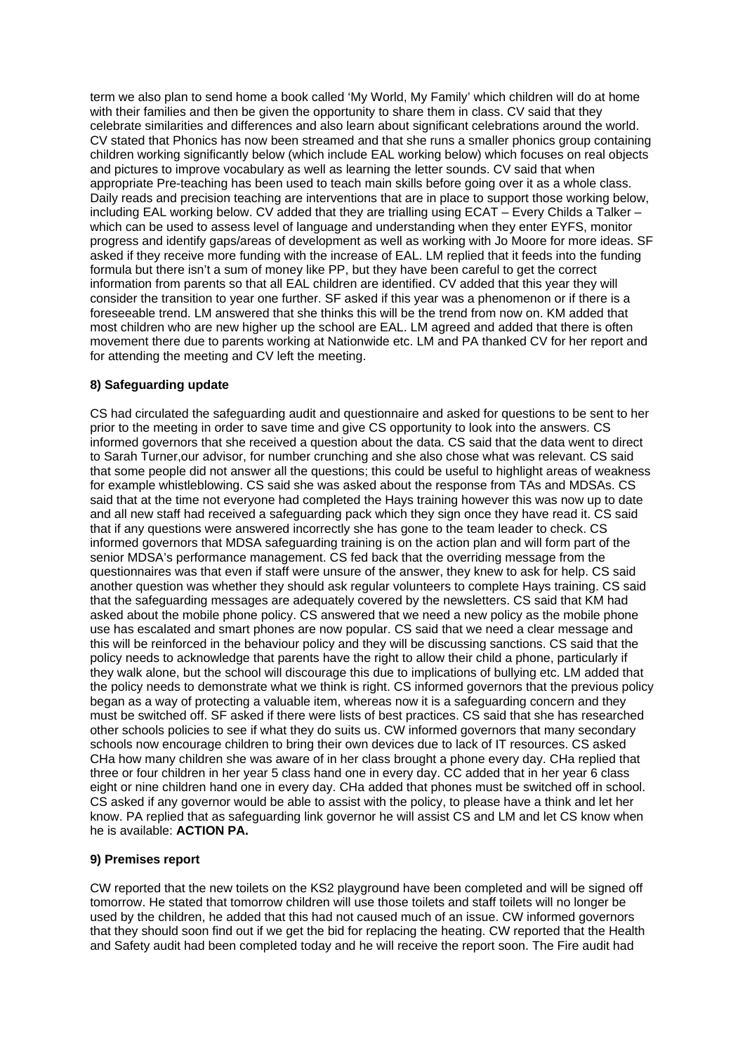term we also plan to send home a book called 'My World, My Family' which children will do at home with their families and then be given the opportunity to share them in class. CV said that they celebrate similarities and differences and also learn about significant celebrations around the world. CV stated that Phonics has now been streamed and that she runs a smaller phonics group containing children working significantly below (which include EAL working below) which focuses on real objects and pictures to improve vocabulary as well as learning the letter sounds. CV said that when appropriate Pre-teaching has been used to teach main skills before going over it as a whole class. Daily reads and precision teaching are interventions that are in place to support those working below, including EAL working below. CV added that they are trialling using ECAT – Every Childs a Talker – which can be used to assess level of language and understanding when they enter EYFS, monitor progress and identify gaps/areas of development as well as working with Jo Moore for more ideas. SF asked if they receive more funding with the increase of EAL. LM replied that it feeds into the funding formula but there isn't a sum of money like PP, but they have been careful to get the correct information from parents so that all EAL children are identified. CV added that this year they will consider the transition to year one further. SF asked if this year was a phenomenon or if there is a foreseeable trend. LM answered that she thinks this will be the trend from now on. KM added that most children who are new higher up the school are EAL. LM agreed and added that there is often movement there due to parents working at Nationwide etc. LM and PA thanked CV for her report and for attending the meeting and CV left the meeting.

**8) Safeguarding update**

CS had circulated the safeguarding audit and questionnaire and asked for questions to be sent to her prior to the meeting in order to save time and give CS opportunity to look into the answers. CS informed governors that she received a question about the data. CS said that the data went to direct to Sarah Turner,our advisor, for number crunching and she also chose what was relevant. CS said that some people did not answer all the questions; this could be useful to highlight areas of weakness for example whistleblowing. CS said she was asked about the response from TAs and MDSAs. CS said that at the time not everyone had completed the Hays training however this was now up to date and all new staff had received a safeguarding pack which they sign once they have read it. CS said that if any questions were answered incorrectly she has gone to the team leader to check. CS informed governors that MDSA safeguarding training is on the action plan and will form part of the senior MDSA's performance management. CS fed back that the overriding message from the questionnaires was that even if staff were unsure of the answer, they knew to ask for help. CS said another question was whether they should ask regular volunteers to complete Hays training. CS said that the safeguarding messages are adequately covered by the newsletters. CS said that KM had asked about the mobile phone policy. CS answered that we need a new policy as the mobile phone use has escalated and smart phones are now popular. CS said that we need a clear message and this will be reinforced in the behaviour policy and they will be discussing sanctions. CS said that the policy needs to acknowledge that parents have the right to allow their child a phone, particularly if they walk alone, but the school will discourage this due to implications of bullying etc. LM added that the policy needs to demonstrate what we think is right. CS informed governors that the previous policy began as a way of protecting a valuable item, whereas now it is a safeguarding concern and they must be switched off. SF asked if there were lists of best practices. CS said that she has researched other schools policies to see if what they do suits us. CW informed governors that many secondary schools now encourage children to bring their own devices due to lack of IT resources. CS asked CHa how many children she was aware of in her class brought a phone every day. CHa replied that three or four children in her year 5 class hand one in every day. CC added that in her year 6 class eight or nine children hand one in every day. CHa added that phones must be switched off in school. CS asked if any governor would be able to assist with the policy, to please have a think and let her know. PA replied that as safeguarding link governor he will assist CS and LM and let CS know when he is available: **ACTION PA.**

**9) Premises report**

CW reported that the new toilets on the KS2 playground have been completed and will be signed off tomorrow. He stated that tomorrow children will use those toilets and staff toilets will no longer be used by the children, he added that this had not caused much of an issue. CW informed governors that they should soon find out if we get the bid for replacing the heating. CW reported that the Health and Safety audit had been completed today and he will receive the report soon. The Fire audit had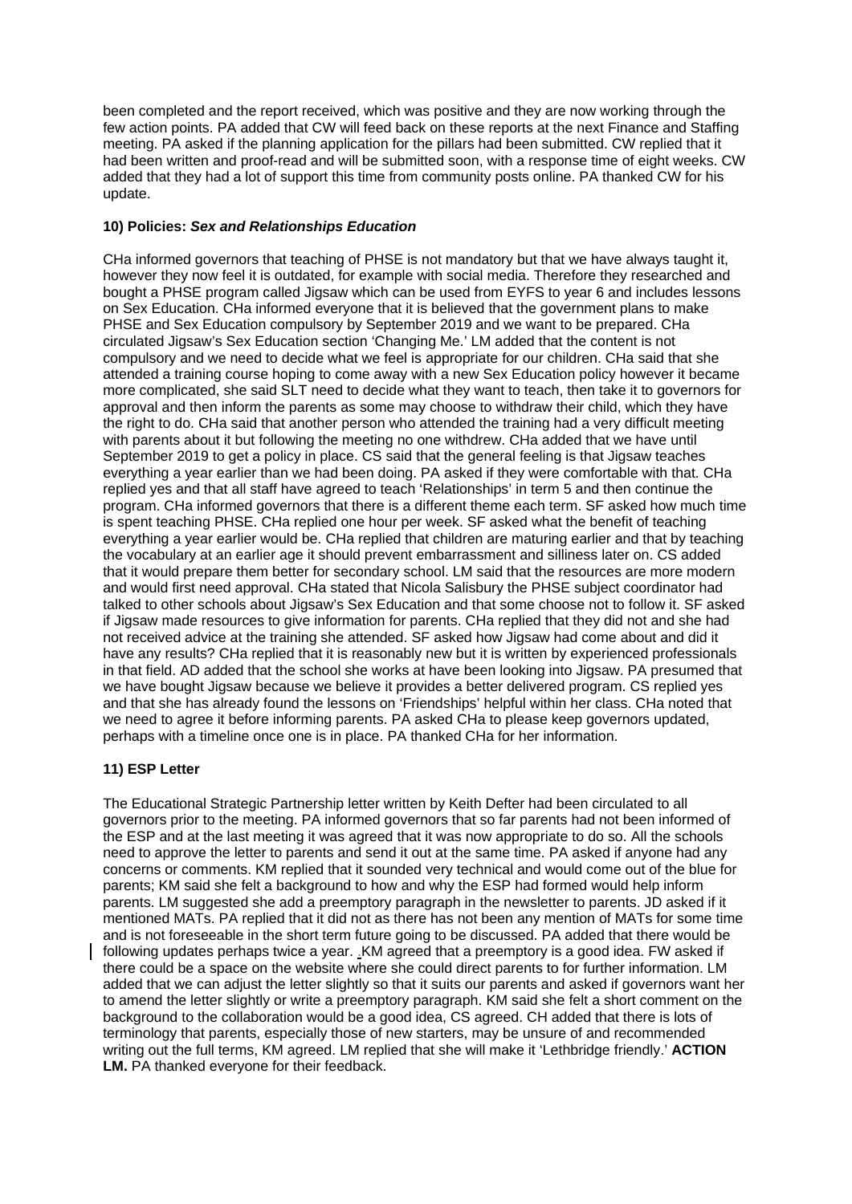been completed and the report received, which was positive and they are now working through the few action points. PA added that CW will feed back on these reports at the next Finance and Staffing meeting. PA asked if the planning application for the pillars had been submitted. CW replied that it had been written and proof-read and will be submitted soon, with a response time of eight weeks. CW added that they had a lot of support this time from community posts online. PA thanked CW for his update.

**10) Policies: *Sex and Relationships Education***

CHa informed governors that teaching of PHSE is not mandatory but that we have always taught it, however they now feel it is outdated, for example with social media. Therefore they researched and bought a PHSE program called Jigsaw which can be used from EYFS to year 6 and includes lessons on Sex Education. CHa informed everyone that it is believed that the government plans to make PHSE and Sex Education compulsory by September 2019 and we want to be prepared. CHa circulated Jigsaw's Sex Education section 'Changing Me.' LM added that the content is not compulsory and we need to decide what we feel is appropriate for our children. CHa said that she attended a training course hoping to come away with a new Sex Education policy however it became more complicated, she said SLT need to decide what they want to teach, then take it to governors for approval and then inform the parents as some may choose to withdraw their child, which they have the right to do. CHa said that another person who attended the training had a very difficult meeting with parents about it but following the meeting no one withdrew. CHa added that we have until September 2019 to get a policy in place. CS said that the general feeling is that Jigsaw teaches everything a year earlier than we had been doing. PA asked if they were comfortable with that. CHa replied yes and that all staff have agreed to teach 'Relationships' in term 5 and then continue the program. CHa informed governors that there is a different theme each term. SF asked how much time is spent teaching PHSE. CHa replied one hour per week. SF asked what the benefit of teaching everything a year earlier would be. CHa replied that children are maturing earlier and that by teaching the vocabulary at an earlier age it should prevent embarrassment and silliness later on. CS added that it would prepare them better for secondary school. LM said that the resources are more modern and would first need approval. CHa stated that Nicola Salisbury the PHSE subject coordinator had talked to other schools about Jigsaw's Sex Education and that some choose not to follow it. SF asked if Jigsaw made resources to give information for parents. CHa replied that they did not and she had not received advice at the training she attended. SF asked how Jigsaw had come about and did it have any results? CHa replied that it is reasonably new but it is written by experienced professionals in that field. AD added that the school she works at have been looking into Jigsaw. PA presumed that we have bought Jigsaw because we believe it provides a better delivered program. CS replied yes and that she has already found the lessons on 'Friendships' helpful within her class. CHa noted that we need to agree it before informing parents. PA asked CHa to please keep governors updated, perhaps with a timeline once one is in place. PA thanked CHa for her information.

**11) ESP Letter**

The Educational Strategic Partnership letter written by Keith Defter had been circulated to all governors prior to the meeting. PA informed governors that so far parents had not been informed of the ESP and at the last meeting it was agreed that it was now appropriate to do so. All the schools need to approve the letter to parents and send it out at the same time. PA asked if anyone had any concerns or comments. KM replied that it sounded very technical and would come out of the blue for parents; KM said she felt a background to how and why the ESP had formed would help inform parents. LM suggested she add a preemptory paragraph in the newsletter to parents. JD asked if it mentioned MATs. PA replied that it did not as there has not been any mention of MATs for some time and is not foreseeable in the short term future going to be discussed. PA added that there would be following updates perhaps twice a year. KM agreed that a preemptory is a good idea. FW asked if there could be a space on the website where she could direct parents to for further information. LM added that we can adjust the letter slightly so that it suits our parents and asked if governors want her to amend the letter slightly or write a preemptory paragraph. KM said she felt a short comment on the background to the collaboration would be a good idea, CS agreed. CH added that there is lots of terminology that parents, especially those of new starters, may be unsure of and recommended writing out the full terms, KM agreed. LM replied that she will make it 'Lethbridge friendly.' **ACTION LM.** PA thanked everyone for their feedback.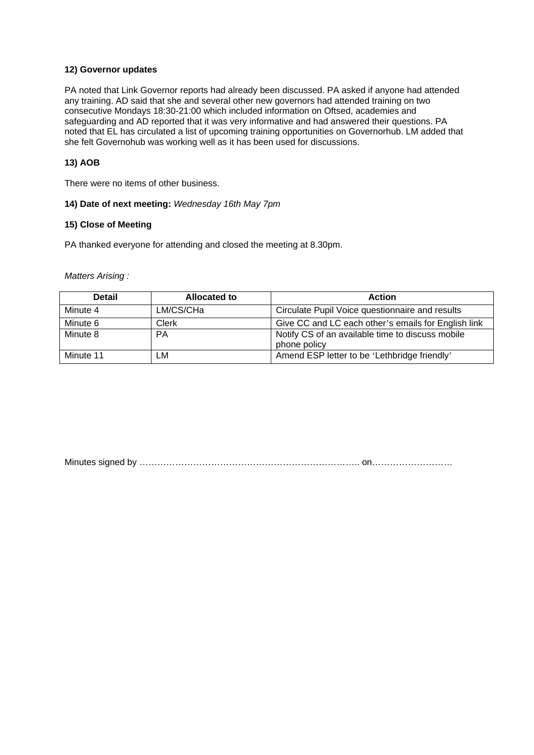**12) Governor updates**

PA noted that Link Governor reports had already been discussed. PA asked if anyone had attended any training. AD said that she and several other new governors had attended training on two consecutive Mondays 18:30-21:00 which included information on Oftsed, academies and safeguarding and AD reported that it was very informative and had answered their questions. PA noted that EL has circulated a list of upcoming training opportunities on Governorhub. LM added that she felt Governohub was working well as it has been used for discussions.

**13) AOB**

There were no items of other business.

**14) Date of next meeting:** *Wednesday 16th May 7pm*

**15) Close of Meeting**

PA thanked everyone for attending and closed the meeting at 8.30pm.

*Matters Arising :*

| Detail | Allocated to | Action |
|---|---|---|
| Minute 4 | LM/CS/CHa | Circulate Pupil Voice questionnaire and results |
| Minute 6 | Clerk | Give CC and LC each other's emails for English link |
| Minute 8 | PA | Notify CS of an available time to discuss mobile phone policy |
| Minute 11 | LM | Amend ESP letter to be 'Lethbridge friendly' |

Minutes signed by ………………………………………………………………….. on………………………